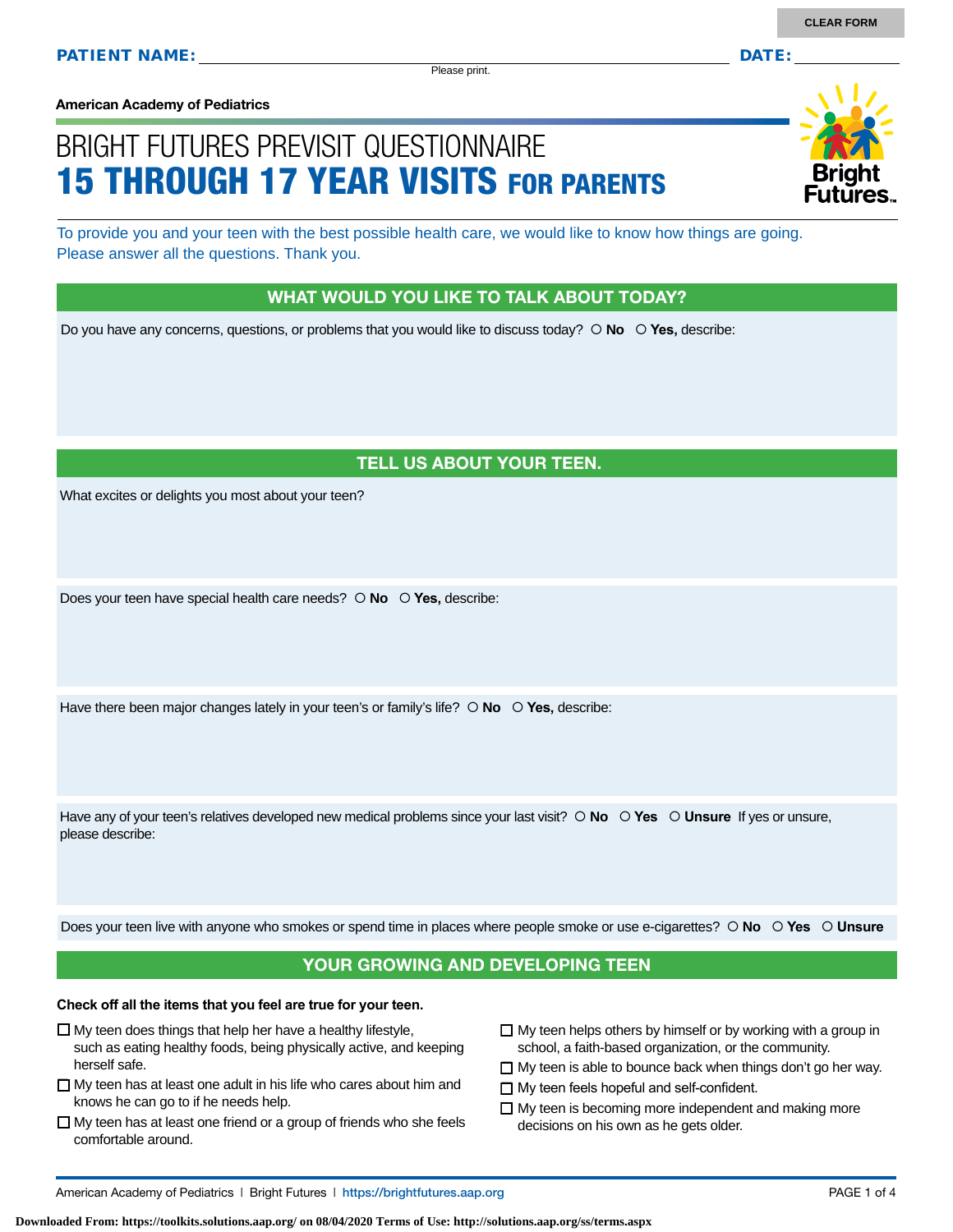CLEAR FORM

**PATIENT NAME:** ______________________________ **DATE:** __________

Please print.

American Academy of Pediatrics

# BRIGHT FUTURES PREVISIT QUESTIONNAIRE
# 15 THROUGH 17 YEAR VISITS FOR PARENTS

To provide you and your teen with the best possible health care, we would like to know how things are going. Please answer all the questions. Thank you.

## WHAT WOULD YOU LIKE TO TALK ABOUT TODAY?

Do you have any concerns, questions, or problems that you would like to discuss today? ○ **No** ○ **Yes,** describe:

## TELL US ABOUT YOUR TEEN.

What excites or delights you most about your teen?

Does your teen have special health care needs? ○ **No** ○ **Yes,** describe:

Have there been major changes lately in your teen's or family's life? ○ **No** ○ **Yes,** describe:

Have any of your teen's relatives developed new medical problems since your last visit? ○ **No** ○ **Yes** ○ **Unsure** If yes or unsure, please describe:

Does your teen live with anyone who smokes or spend time in places where people smoke or use e-cigarettes? ○ **No** ○ **Yes** ○ **Unsure**

## YOUR GROWING AND DEVELOPING TEEN

**Check off all the items that you feel are true for your teen.**

- ☐ My teen does things that help her have a healthy lifestyle, such as eating healthy foods, being physically active, and keeping herself safe.
- ☐ My teen has at least one adult in his life who cares about him and knows he can go to if he needs help.
- ☐ My teen has at least one friend or a group of friends who she feels comfortable around.
- ☐ My teen helps others by himself or by working with a group in school, a faith-based organization, or the community.
- ☐ My teen is able to bounce back when things don't go her way.
- ☐ My teen feels hopeful and self-confident.
- ☐ My teen is becoming more independent and making more decisions on his own as he gets older.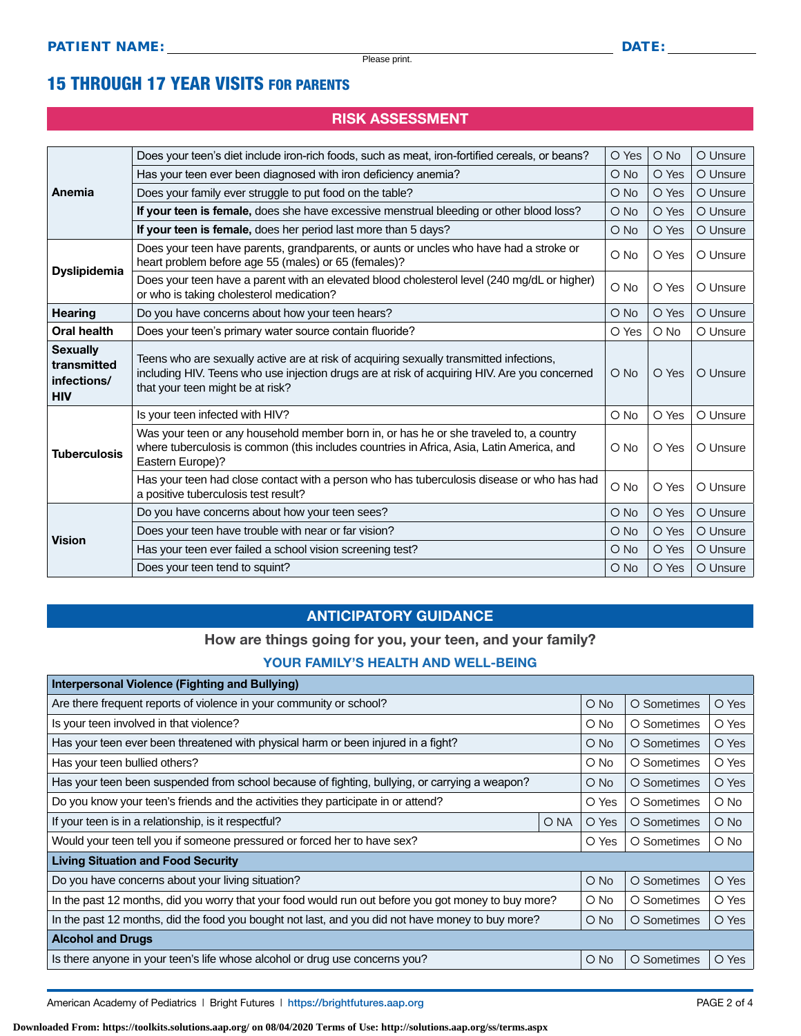**PATIENT NAME:** ______________________________ **DATE:** __________

Please print.

# 15 THROUGH 17 YEAR VISITS FOR PARENTS

## RISK ASSESSMENT

| | | | | |
|---|---|---|---|---|
| **Anemia** | Does your teen's diet include iron-rich foods, such as meat, iron-fortified cereals, or beans? | ○ Yes | ○ No | ○ Unsure |
| | Has your teen ever been diagnosed with iron deficiency anemia? | ○ No | ○ Yes | ○ Unsure |
| | Does your family ever struggle to put food on the table? | ○ No | ○ Yes | ○ Unsure |
| | **If your teen is female,** does she have excessive menstrual bleeding or other blood loss? | ○ No | ○ Yes | ○ Unsure |
| | **If your teen is female,** does her period last more than 5 days? | ○ No | ○ Yes | ○ Unsure |
| **Dyslipidemia** | Does your teen have parents, grandparents, or aunts or uncles who have had a stroke or heart problem before age 55 (males) or 65 (females)? | ○ No | ○ Yes | ○ Unsure |
| | Does your teen have a parent with an elevated blood cholesterol level (240 mg/dL or higher) or who is taking cholesterol medication? | ○ No | ○ Yes | ○ Unsure |
| **Hearing** | Do you have concerns about how your teen hears? | ○ No | ○ Yes | ○ Unsure |
| **Oral health** | Does your teen's primary water source contain fluoride? | ○ Yes | ○ No | ○ Unsure |
| **Sexually transmitted infections/ HIV** | Teens who are sexually active are at risk of acquiring sexually transmitted infections, including HIV. Teens who use injection drugs are at risk of acquiring HIV. Are you concerned that your teen might be at risk? | ○ No | ○ Yes | ○ Unsure |
| **Tuberculosis** | Is your teen infected with HIV? | ○ No | ○ Yes | ○ Unsure |
| | Was your teen or any household member born in, or has he or she traveled to, a country where tuberculosis is common (this includes countries in Africa, Asia, Latin America, and Eastern Europe)? | ○ No | ○ Yes | ○ Unsure |
| | Has your teen had close contact with a person who has tuberculosis disease or who has had a positive tuberculosis test result? | ○ No | ○ Yes | ○ Unsure |
| **Vision** | Do you have concerns about how your teen sees? | ○ No | ○ Yes | ○ Unsure |
| | Does your teen have trouble with near or far vision? | ○ No | ○ Yes | ○ Unsure |
| | Has your teen ever failed a school vision screening test? | ○ No | ○ Yes | ○ Unsure |
| | Does your teen tend to squint? | ○ No | ○ Yes | ○ Unsure |

## ANTICIPATORY GUIDANCE

**How are things going for you, your teen, and your family?**

### YOUR FAMILY'S HEALTH AND WELL-BEING

| **Interpersonal Violence (Fighting and Bullying)** | | | | |
|---|---|---|---|---|
| Are there frequent reports of violence in your community or school? | | ○ No | ○ Sometimes | ○ Yes |
| Is your teen involved in that violence? | | ○ No | ○ Sometimes | ○ Yes |
| Has your teen ever been threatened with physical harm or been injured in a fight? | | ○ No | ○ Sometimes | ○ Yes |
| Has your teen bullied others? | | ○ No | ○ Sometimes | ○ Yes |
| Has your teen been suspended from school because of fighting, bullying, or carrying a weapon? | | ○ No | ○ Sometimes | ○ Yes |
| Do you know your teen's friends and the activities they participate in or attend? | | ○ Yes | ○ Sometimes | ○ No |
| If your teen is in a relationship, is it respectful? | ○ NA | ○ Yes | ○ Sometimes | ○ No |
| Would your teen tell you if someone pressured or forced her to have sex? | | ○ Yes | ○ Sometimes | ○ No |
| **Living Situation and Food Security** | | | | |
| Do you have concerns about your living situation? | | ○ No | ○ Sometimes | ○ Yes |
| In the past 12 months, did you worry that your food would run out before you got money to buy more? | | ○ No | ○ Sometimes | ○ Yes |
| In the past 12 months, did the food you bought not last, and you did not have money to buy more? | | ○ No | ○ Sometimes | ○ Yes |
| **Alcohol and Drugs** | | | | |
| Is there anyone in your teen's life whose alcohol or drug use concerns you? | | ○ No | ○ Sometimes | ○ Yes |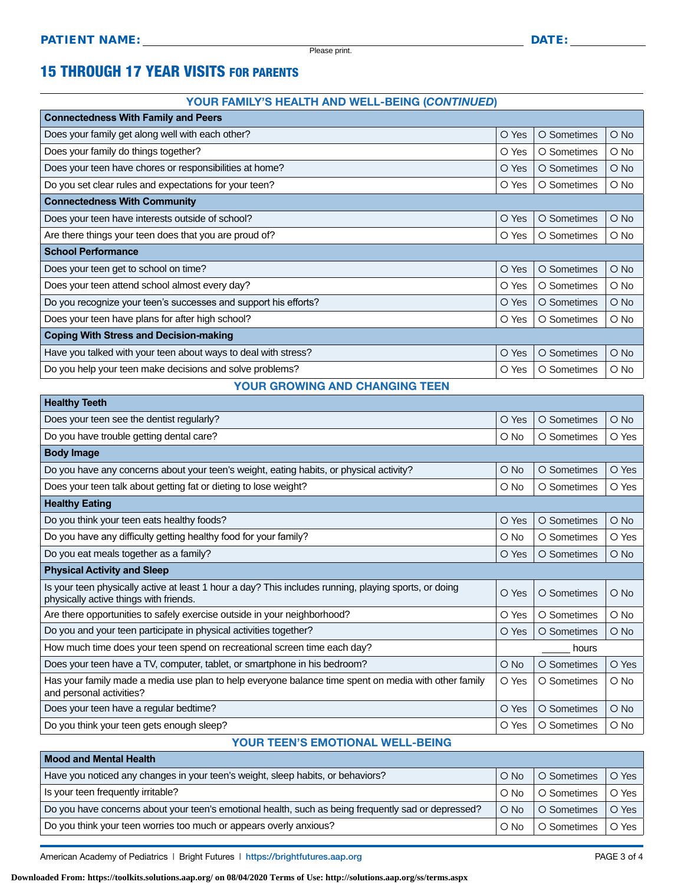**PATIENT NAME:** ______________________________ **DATE:** __________

Please print.

# 15 THROUGH 17 YEAR VISITS FOR PARENTS

## YOUR FAMILY'S HEALTH AND WELL-BEING (*CONTINUED*)

| **Connectedness With Family and Peers** | | | |
|---|---|---|---|
| Does your family get along well with each other? | O Yes | O Sometimes | O No |
| Does your family do things together? | O Yes | O Sometimes | O No |
| Does your teen have chores or responsibilities at home? | O Yes | O Sometimes | O No |
| Do you set clear rules and expectations for your teen? | O Yes | O Sometimes | O No |
| **Connectedness With Community** | | | |
| Does your teen have interests outside of school? | O Yes | O Sometimes | O No |
| Are there things your teen does that you are proud of? | O Yes | O Sometimes | O No |
| **School Performance** | | | |
| Does your teen get to school on time? | O Yes | O Sometimes | O No |
| Does your teen attend school almost every day? | O Yes | O Sometimes | O No |
| Do you recognize your teen's successes and support his efforts? | O Yes | O Sometimes | O No |
| Does your teen have plans for after high school? | O Yes | O Sometimes | O No |
| **Coping With Stress and Decision-making** | | | |
| Have you talked with your teen about ways to deal with stress? | O Yes | O Sometimes | O No |
| Do you help your teen make decisions and solve problems? | O Yes | O Sometimes | O No |

## YOUR GROWING AND CHANGING TEEN

| **Healthy Teeth** | | | |
|---|---|---|---|
| Does your teen see the dentist regularly? | O Yes | O Sometimes | O No |
| Do you have trouble getting dental care? | O No | O Sometimes | O Yes |
| **Body Image** | | | |
| Do you have any concerns about your teen's weight, eating habits, or physical activity? | O No | O Sometimes | O Yes |
| Does your teen talk about getting fat or dieting to lose weight? | O No | O Sometimes | O Yes |
| **Healthy Eating** | | | |
| Do you think your teen eats healthy foods? | O Yes | O Sometimes | O No |
| Do you have any difficulty getting healthy food for your family? | O No | O Sometimes | O Yes |
| Do you eat meals together as a family? | O Yes | O Sometimes | O No |
| **Physical Activity and Sleep** | | | |
| Is your teen physically active at least 1 hour a day? This includes running, playing sports, or doing physically active things with friends. | O Yes | O Sometimes | O No |
| Are there opportunities to safely exercise outside in your neighborhood? | O Yes | O Sometimes | O No |
| Do you and your teen participate in physical activities together? | O Yes | O Sometimes | O No |
| How much time does your teen spend on recreational screen time each day? | | _____ hours | |
| Does your teen have a TV, computer, tablet, or smartphone in his bedroom? | O No | O Sometimes | O Yes |
| Has your family made a media use plan to help everyone balance time spent on media with other family and personal activities? | O Yes | O Sometimes | O No |
| Does your teen have a regular bedtime? | O Yes | O Sometimes | O No |
| Do you think your teen gets enough sleep? | O Yes | O Sometimes | O No |

## YOUR TEEN'S EMOTIONAL WELL-BEING

| **Mood and Mental Health** | | | |
|---|---|---|---|
| Have you noticed any changes in your teen's weight, sleep habits, or behaviors? | O No | O Sometimes | O Yes |
| Is your teen frequently irritable? | O No | O Sometimes | O Yes |
| Do you have concerns about your teen's emotional health, such as being frequently sad or depressed? | O No | O Sometimes | O Yes |
| Do you think your teen worries too much or appears overly anxious? | O No | O Sometimes | O Yes |

American Academy of Pediatrics | Bright Futures | https://brightfutures.aap.org

Downloaded From: https://toolkits.solutions.aap.org/ on 08/04/2020 Terms of Use: http://solutions.aap.org/ss/terms.aspx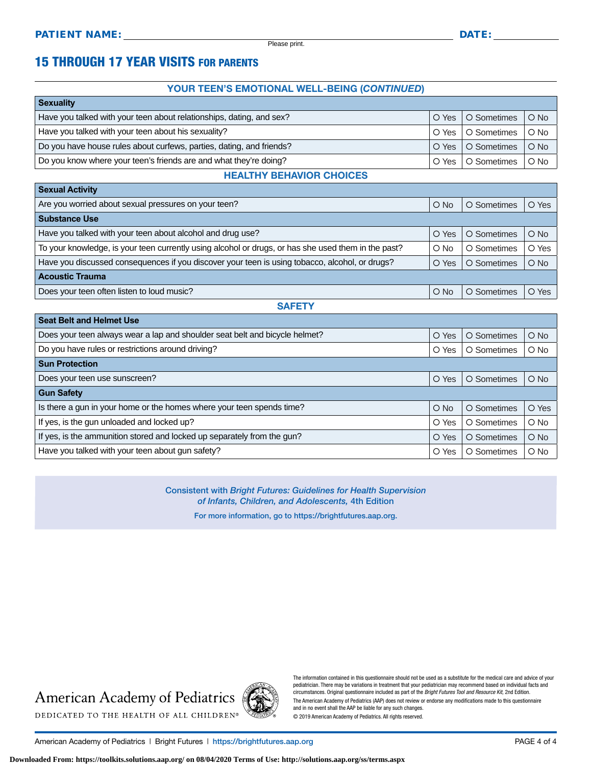**PATIENT NAME:** ______________________ **DATE:** __________

Please print.

# 15 THROUGH 17 YEAR VISITS FOR PARENTS

## YOUR TEEN'S EMOTIONAL WELL-BEING (*CONTINUED*)

| | | | |
|---|---|---|---|
| **Sexuality** | | | |
| Have you talked with your teen about relationships, dating, and sex? | ○ Yes | ○ Sometimes | ○ No |
| Have you talked with your teen about his sexuality? | ○ Yes | ○ Sometimes | ○ No |
| Do you have house rules about curfews, parties, dating, and friends? | ○ Yes | ○ Sometimes | ○ No |
| Do you know where your teen's friends are and what they're doing? | ○ Yes | ○ Sometimes | ○ No |

## HEALTHY BEHAVIOR CHOICES

| | | | |
|---|---|---|---|
| **Sexual Activity** | | | |
| Are you worried about sexual pressures on your teen? | ○ No | ○ Sometimes | ○ Yes |
| **Substance Use** | | | |
| Have you talked with your teen about alcohol and drug use? | ○ Yes | ○ Sometimes | ○ No |
| To your knowledge, is your teen currently using alcohol or drugs, or has she used them in the past? | ○ No | ○ Sometimes | ○ Yes |
| Have you discussed consequences if you discover your teen is using tobacco, alcohol, or drugs? | ○ Yes | ○ Sometimes | ○ No |
| **Acoustic Trauma** | | | |
| Does your teen often listen to loud music? | ○ No | ○ Sometimes | ○ Yes |

## SAFETY

| | | | |
|---|---|---|---|
| **Seat Belt and Helmet Use** | | | |
| Does your teen always wear a lap and shoulder seat belt and bicycle helmet? | ○ Yes | ○ Sometimes | ○ No |
| Do you have rules or restrictions around driving? | ○ Yes | ○ Sometimes | ○ No |
| **Sun Protection** | | | |
| Does your teen use sunscreen? | ○ Yes | ○ Sometimes | ○ No |
| **Gun Safety** | | | |
| Is there a gun in your home or the homes where your teen spends time? | ○ No | ○ Sometimes | ○ Yes |
| If yes, is the gun unloaded and locked up? | ○ Yes | ○ Sometimes | ○ No |
| If yes, is the ammunition stored and locked up separately from the gun? | ○ Yes | ○ Sometimes | ○ No |
| Have you talked with your teen about gun safety? | ○ Yes | ○ Sometimes | ○ No |

Consistent with *Bright Futures: Guidelines for Health Supervision of Infants, Children, and Adolescents,* 4th Edition

For more information, go to https://brightfutures.aap.org.

American Academy of Pediatrics

DEDICATED TO THE HEALTH OF ALL CHILDREN®

The information contained in this questionnaire should not be used as a substitute for the medical care and advice of your pediatrician. There may be variations in treatment that your pediatrician may recommend based on individual facts and circumstances. Original questionnaire included as part of the *Bright Futures Tool and Resource Kit,* 2nd Edition.

The American Academy of Pediatrics (AAP) does not review or endorse any modifications made to this questionnaire and in no event shall the AAP be liable for any such changes.

© 2019 American Academy of Pediatrics. All rights reserved.

Downloaded From: https://toolkits.solutions.aap.org/ on 08/04/2020 Terms of Use: http://solutions.aap.org/ss/terms.aspx